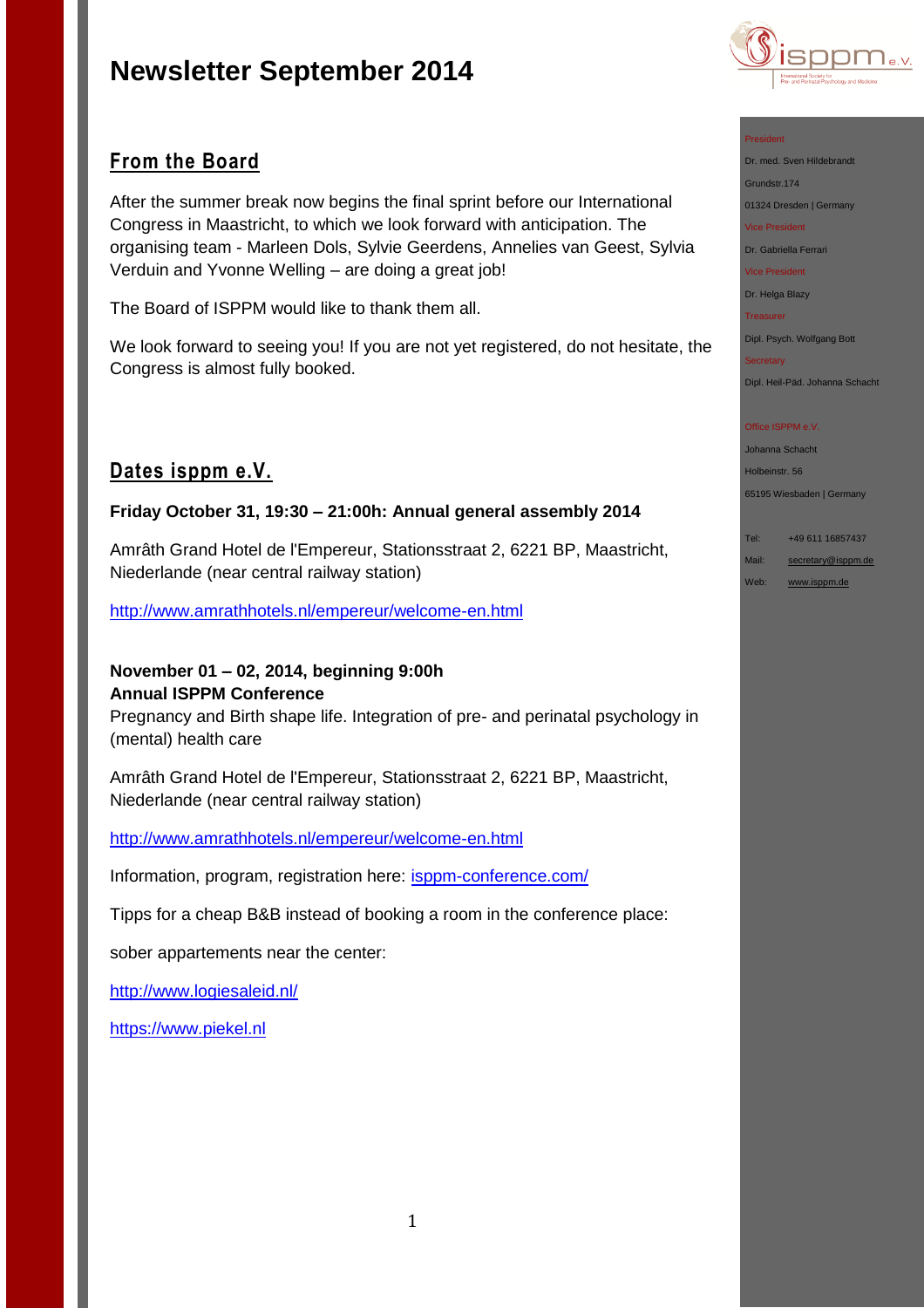# Newsletter September 2014

## From the Board

After the summer break now begins the final sprint before our International Congress in Maastricht, to which we look forward with anticipation. The organising team - Marleen Dols, Sylvie Geerdens, Annelies van Geest, Sylvia Verduin and Yvonne Welling – are doing a great job!

The Board of ISPPM would like to thank them all.

We look forward to seeing you! If you are not yet registered, do not hesitate, the Congress is almost fully booked.

## Dates isppm e.V.

**Friday October 31, 19:30 – 21:00h: Annual general assembly 2014**

Amrâth Grand Hotel de l'Empereur, Stationsstraat 2, 6221 BP, Maastricht, Niederlande (near central railway station)

http://www.amrathhotels.nl/empereur/welcome-en.html

**November 01 – 02, 2014, beginning 9:00h**
**Annual ISPPM Conference**
Pregnancy and Birth shape life. Integration of pre- and perinatal psychology in (mental) health care

Amrâth Grand Hotel de l'Empereur, Stationsstraat 2, 6221 BP, Maastricht, Niederlande (near central railway station)

http://www.amrathhotels.nl/empereur/welcome-en.html

Information, program, registration here: isppm-conference.com/

Tipps for a cheap B&B instead of booking a room in the conference place:

sober appartements near the center:

http://www.logiesaleid.nl/

https://www.piekel.nl

President
Dr. med. Sven Hildebrandt
Grundstr.174
01324 Dresden | Germany
Vice President
Dr. Gabriella Ferrari
Vice President
Dr. Helga Blazy
Treasurer
Dipl. Psych. Wolfgang Bott
Secretary
Dipl. Heil-Päd. Johanna Schacht

Office ISPPM e.V.
Johanna Schacht
Holbeinstr. 56
65195 Wiesbaden | Germany

Tel: +49 611 16857437
Mail: secretary@isppm.de
Web: www.isppm.de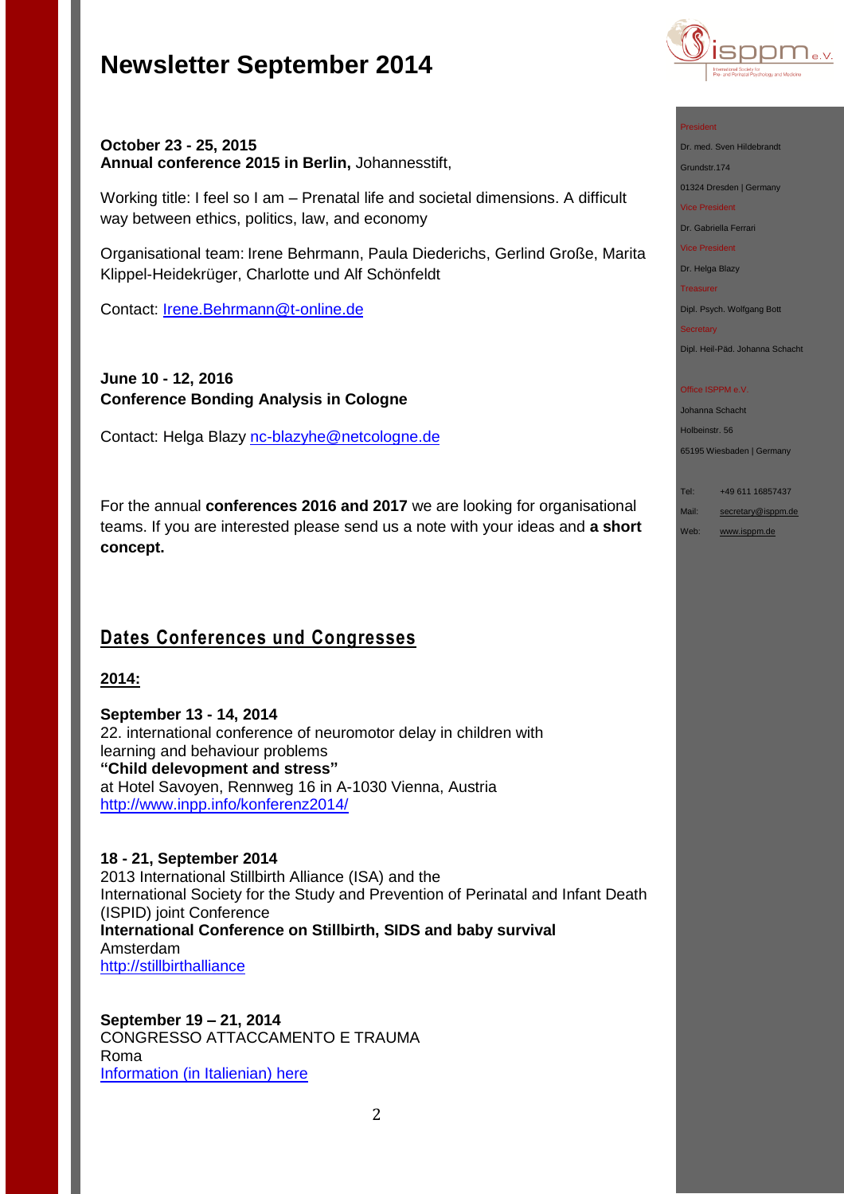# Newsletter September 2014

President
Dr. med. Sven Hildebrandt
Grundstr.174
01324 Dresden | Germany
Vice President
Dr. Gabriella Ferrari
Vice President
Dr. Helga Blazy
Treasurer
Dipl. Psych. Wolfgang Bott
Secretary
Dipl. Heil-Päd. Johanna Schacht

Office ISPPM e.V.
Johanna Schacht
Holbeinstr. 56
65195 Wiesbaden | Germany

Tel: +49 611 16857437
Mail: secretary@isppm.de
Web: www.isppm.de

**October 23 - 25, 2015**
**Annual conference 2015 in Berlin,** Johannesstift,

Working title: I feel so I am – Prenatal life and societal dimensions. A difficult way between ethics, politics, law, and economy

Organisational team: Irene Behrmann, Paula Diederichs, Gerlind Große, Marita Klippel-Heidekrüger, Charlotte und Alf Schönfeldt

Contact: [Irene.Behrmann@t-online.de](mailto:Irene.Behrmann@t-online.de)

**June 10 - 12, 2016**
**Conference Bonding Analysis in Cologne**

Contact: Helga Blazy [nc-blazyhe@netcologne.de](mailto:nc-blazyhe@netcologne.de)

For the annual **conferences 2016 and 2017** we are looking for organisational teams. If you are interested please send us a note with your ideas and **a short concept.**

## Dates Conferences und Congresses

### 2014:

**September 13 - 14, 2014**
22. international conference of neuromotor delay in children with learning and behaviour problems
**"Child delevopment and stress"**
at Hotel Savoyen, Rennweg 16 in A-1030 Vienna, Austria
[http://www.inpp.info/konferenz2014/](http://www.inpp.info/konferenz2014/)

**18 - 21, September 2014**
2013 International Stillbirth Alliance (ISA) and the International Society for the Study and Prevention of Perinatal and Infant Death (ISPID) joint Conference
**International Conference on Stillbirth, SIDS and baby survival**
Amsterdam
[http://stillbirthalliance](http://stillbirthalliance)

**September 19 – 21, 2014**
CONGRESSO ATTACCAMENTO E TRAUMA
Roma
Information (in Italienian) here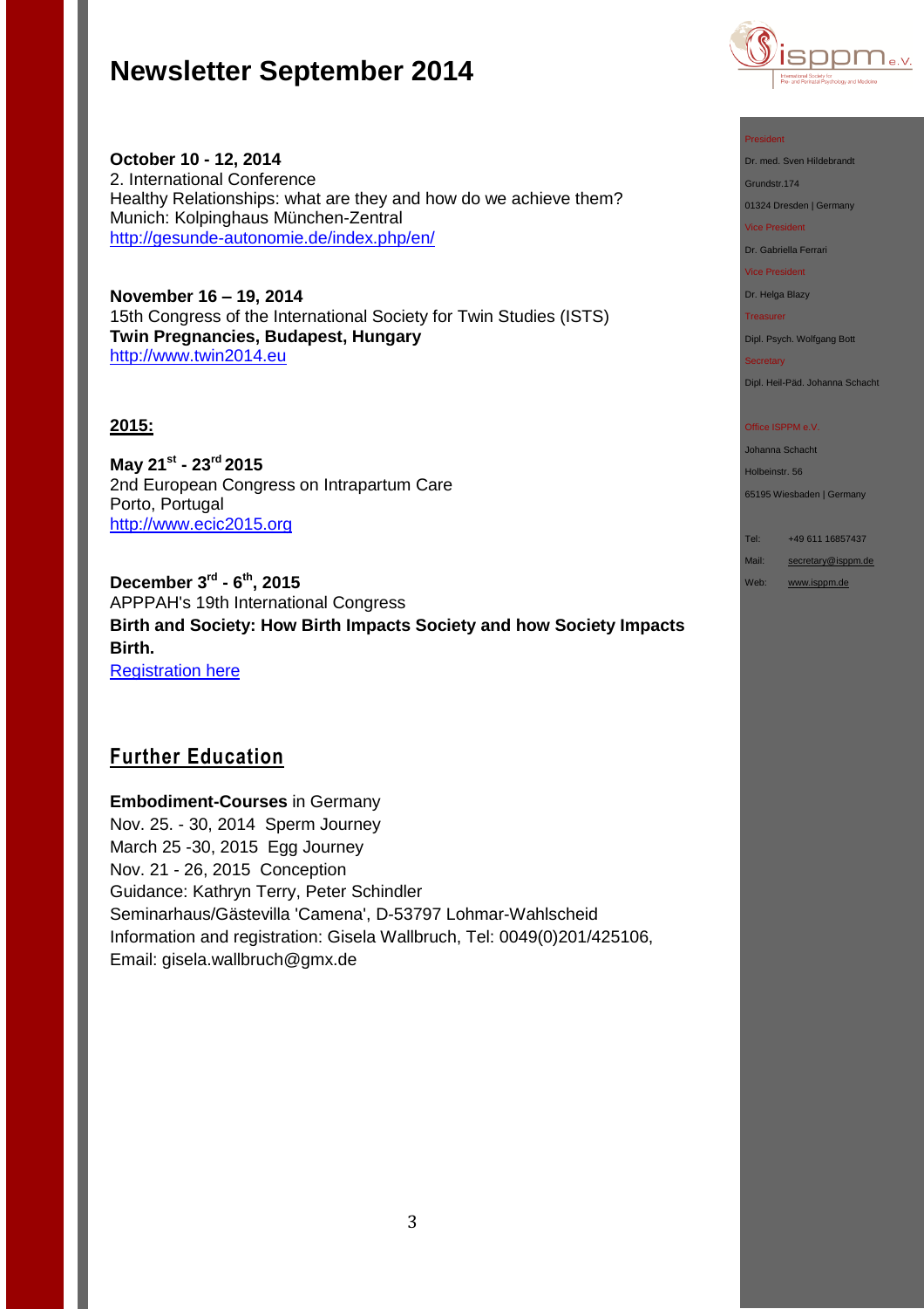# Newsletter September 2014

**October 10 - 12, 2014**
2. International Conference
Healthy Relationships: what are they and how do we achieve them?
Munich: Kolpinghaus München-Zentral
[http://gesunde-autonomie.de/index.php/en/](http://gesunde-autonomie.de/index.php/en/)

**November 16 – 19, 2014**
15th Congress of the International Society for Twin Studies (ISTS)
**Twin Pregnancies, Budapest, Hungary**
[http://www.twin2014.eu](http://www.twin2014.eu)

**2015:**

**May 21st - 23rd 2015**
2nd European Congress on Intrapartum Care
Porto, Portugal
[http://www.ecic2015.org](http://www.ecic2015.org)

**December 3rd - 6th, 2015**
APPPAH's 19th International Congress
**Birth and Society: How Birth Impacts Society and how Society Impacts Birth.**
Registration here

## Further Education

**Embodiment-Courses** in Germany
Nov. 25. - 30, 2014 Sperm Journey
March 25 -30, 2015 Egg Journey
Nov. 21 - 26, 2015 Conception
Guidance: Kathryn Terry, Peter Schindler
Seminarhaus/Gästevilla 'Camena', D-53797 Lohmar-Wahlscheid
Information and registration: Gisela Wallbruch, Tel: 0049(0)201/425106,
Email: gisela.wallbruch@gmx.de

President
Dr. med. Sven Hildebrandt
Grundstr.174
01324 Dresden | Germany

Vice President
Dr. Gabriella Ferrari

Vice President
Dr. Helga Blazy

Treasurer
Dipl. Psych. Wolfgang Bott

Secretary
Dipl. Heil-Päd. Johanna Schacht

Office ISPPM e.V.
Johanna Schacht
Holbeinstr. 56
65195 Wiesbaden | Germany

Tel: +49 611 16857437
Mail: secretary@isppm.de
Web: www.isppm.de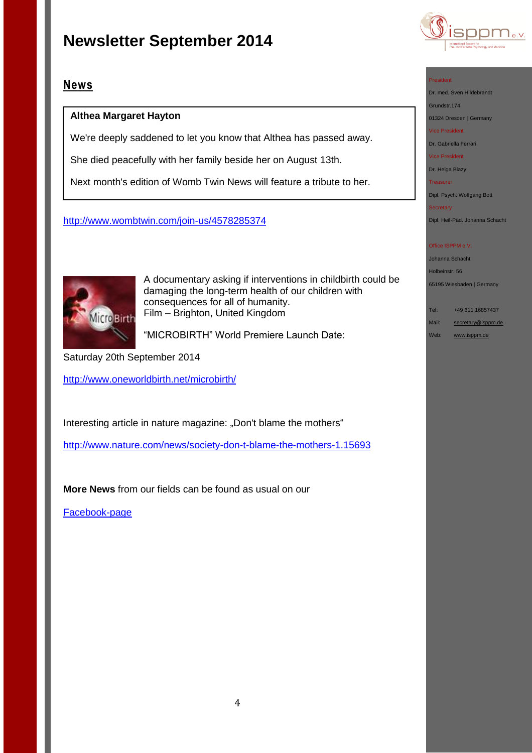# Newsletter September 2014

## News

**Althea Margaret Hayton**

We're deeply saddened to let you know that Althea has passed away.

She died peacefully with her family beside her on August 13th.

Next month's edition of Womb Twin News will feature a tribute to her.

http://www.wombtwin.com/join-us/4578285374

A documentary asking if interventions in childbirth could be damaging the long-term health of our children with consequences for all of humanity.
Film – Brighton, United Kingdom

"MICROBIRTH" World Premiere Launch Date:

Saturday 20th September 2014

http://www.oneworldbirth.net/microbirth/

Interesting article in nature magazine: „Don't blame the mothers"

http://www.nature.com/news/society-don-t-blame-the-mothers-1.15693

**More News** from our fields can be found as usual on our

Facebook-page

President
Dr. med. Sven Hildebrandt
Grundstr.174
01324 Dresden | Germany

Vice President
Dr. Gabriella Ferrari

Vice President
Dr. Helga Blazy

Treasurer
Dipl. Psych. Wolfgang Bott

Secretary
Dipl. Heil-Päd. Johanna Schacht

Office ISPPM e.V.
Johanna Schacht
Holbeinstr. 56
65195 Wiesbaden | Germany

Tel: +49 611 16857437
Mail: secretary@isppm.de
Web: www.isppm.de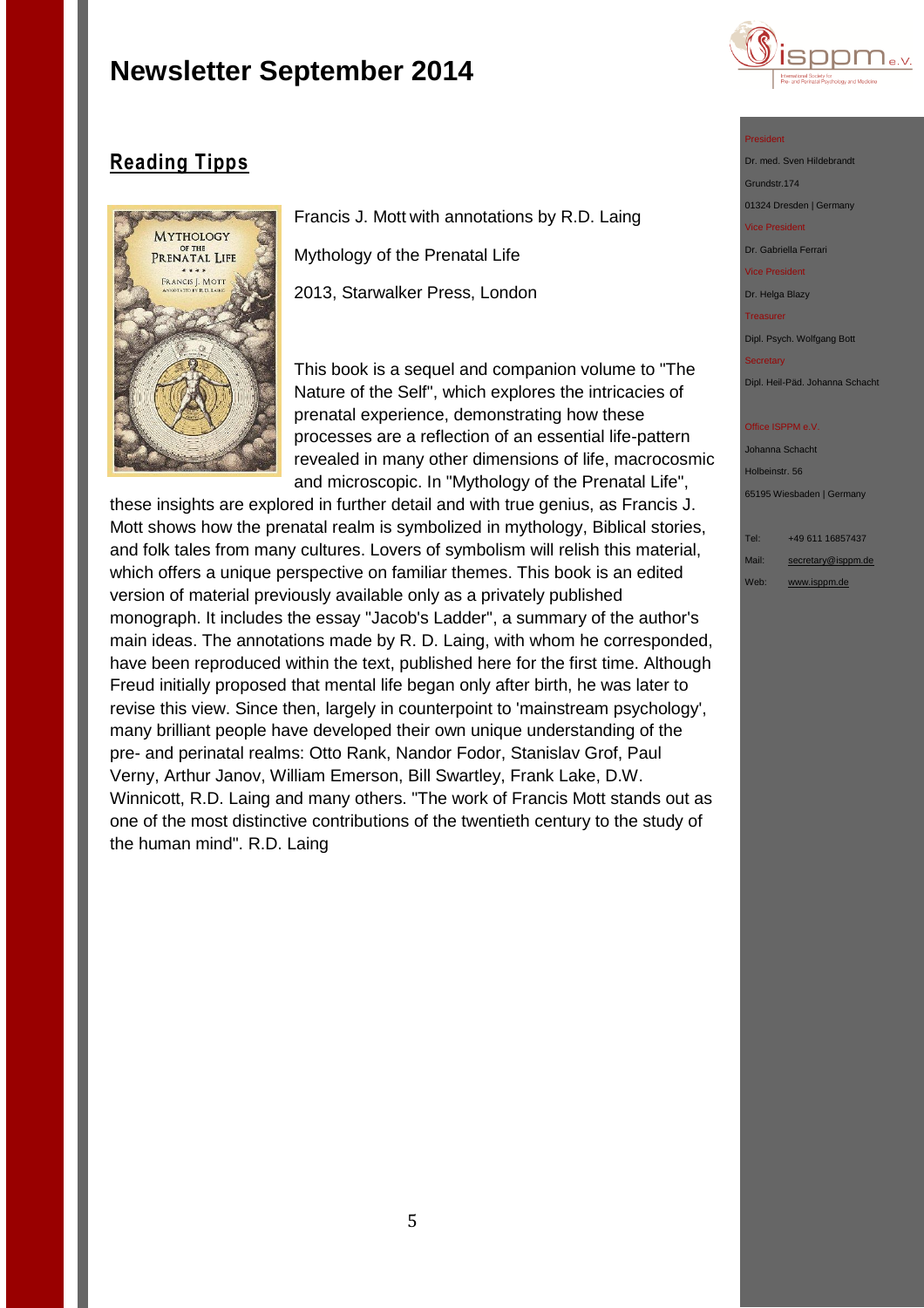# Newsletter September 2014

## Reading Tipps

Francis J. Mott with annotations by R.D. Laing

Mythology of the Prenatal Life

2013, Starwalker Press, London

This book is a sequel and companion volume to "The Nature of the Self", which explores the intricacies of prenatal experience, demonstrating how these processes are a reflection of an essential life-pattern revealed in many other dimensions of life, macrocosmic and microscopic. In "Mythology of the Prenatal Life", these insights are explored in further detail and with true genius, as Francis J. Mott shows how the prenatal realm is symbolized in mythology, Biblical stories, and folk tales from many cultures. Lovers of symbolism will relish this material, which offers a unique perspective on familiar themes. This book is an edited version of material previously available only as a privately published monograph. It includes the essay "Jacob's Ladder", a summary of the author's main ideas. The annotations made by R. D. Laing, with whom he corresponded, have been reproduced within the text, published here for the first time. Although Freud initially proposed that mental life began only after birth, he was later to revise this view. Since then, largely in counterpoint to 'mainstream psychology', many brilliant people have developed their own unique understanding of the pre- and perinatal realms: Otto Rank, Nandor Fodor, Stanislav Grof, Paul Verny, Arthur Janov, William Emerson, Bill Swartley, Frank Lake, D.W. Winnicott, R.D. Laing and many others. "The work of Francis Mott stands out as one of the most distinctive contributions of the twentieth century to the study of the human mind". R.D. Laing

President
Dr. med. Sven Hildebrandt
Grundstr.174
01324 Dresden | Germany

Vice President
Dr. Gabriella Ferrari

Vice President
Dr. Helga Blazy

Treasurer
Dipl. Psych. Wolfgang Bott

Secretary
Dipl. Heil-Päd. Johanna Schacht

Office ISPPM e.V.
Johanna Schacht
Holbeinstr. 56
65195 Wiesbaden | Germany

Tel: +49 611 16857437
Mail: secretary@isppm.de
Web: www.isppm.de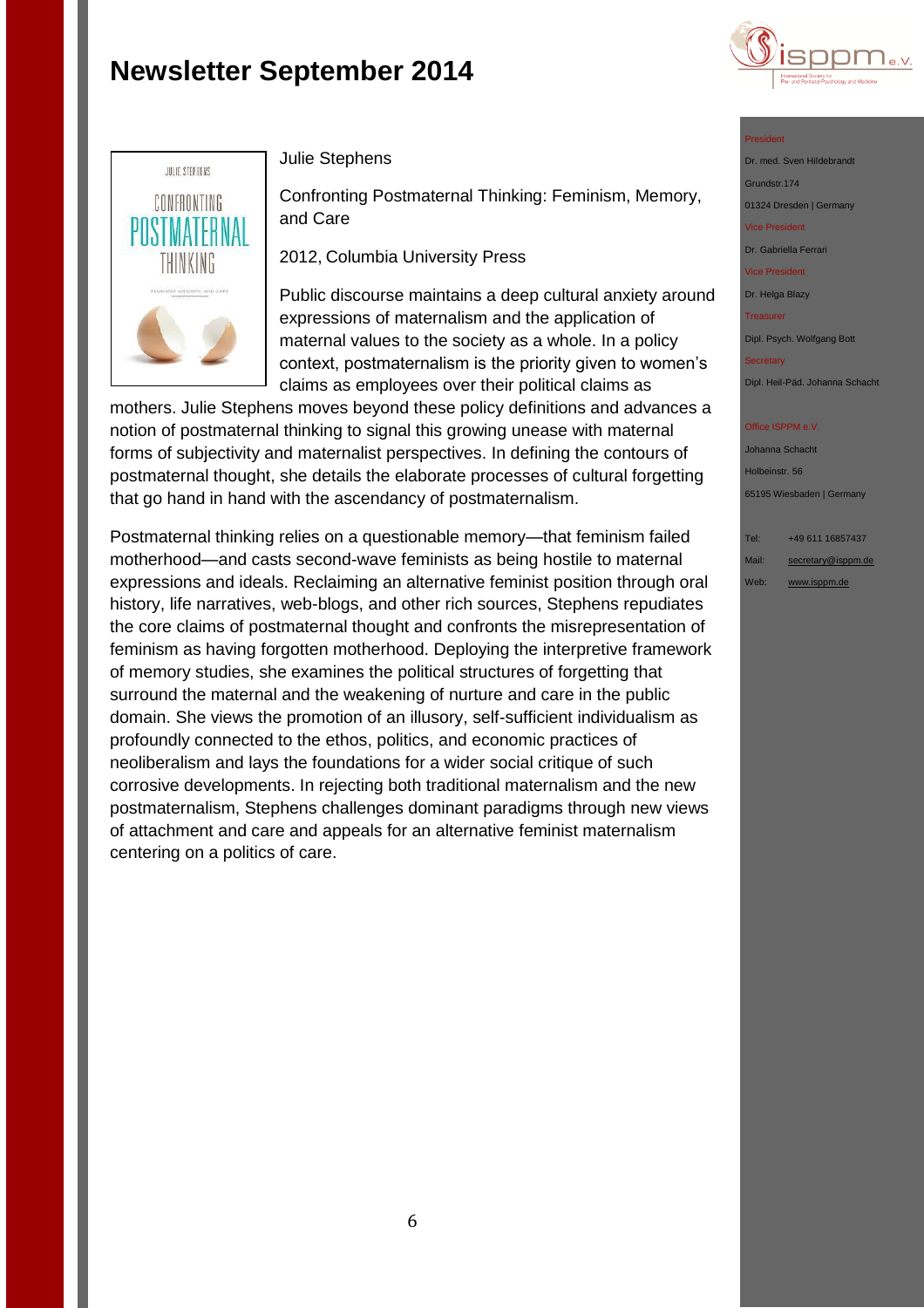Julie Stephens

Confronting Postmaternal Thinking: Feminism, Memory, and Care

2012, Columbia University Press

Public discourse maintains a deep cultural anxiety around expressions of maternalism and the application of maternal values to the society as a whole. In a policy context, postmaternalism is the priority given to women's claims as employees over their political claims as mothers. Julie Stephens moves beyond these policy definitions and advances a notion of postmaternal thinking to signal this growing unease with maternal forms of subjectivity and maternalist perspectives. In defining the contours of postmaternal thought, she details the elaborate processes of cultural forgetting that go hand in hand with the ascendancy of postmaternalism.

Postmaternal thinking relies on a questionable memory—that feminism failed motherhood—and casts second-wave feminists as being hostile to maternal expressions and ideals. Reclaiming an alternative feminist position through oral history, life narratives, web-blogs, and other rich sources, Stephens repudiates the core claims of postmaternal thought and confronts the misrepresentation of feminism as having forgotten motherhood. Deploying the interpretive framework of memory studies, she examines the political structures of forgetting that surround the maternal and the weakening of nurture and care in the public domain. She views the promotion of an illusory, self-sufficient individualism as profoundly connected to the ethos, politics, and economic practices of neoliberalism and lays the foundations for a wider social critique of such corrosive developments. In rejecting both traditional maternalism and the new postmaternalism, Stephens challenges dominant paradigms through new views of attachment and care and appeals for an alternative feminist maternalism centering on a politics of care.